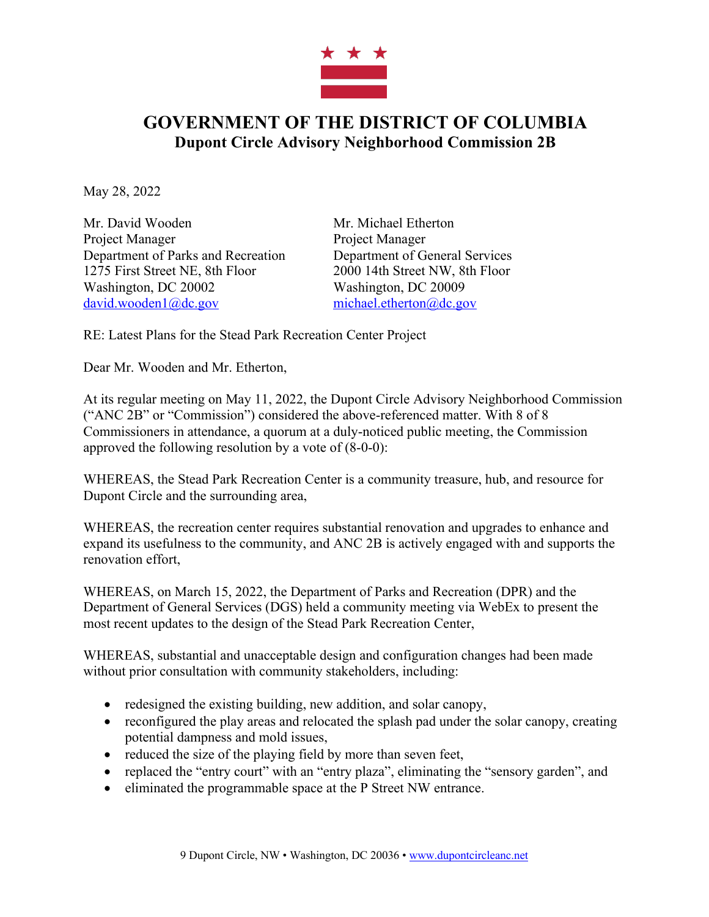# GOVERNMENT OF THE DISTRICT OF COLUMBIA
## Dupont Circle Advisory Neighborhood Commission 2B

May 28, 2022

Mr. David Wooden
Project Manager
Department of Parks and Recreation
1275 First Street NE, 8th Floor
Washington, DC 20002
david.wooden1@dc.gov

Mr. Michael Etherton
Project Manager
Department of General Services
2000 14th Street NW, 8th Floor
Washington, DC 20009
michael.etherton@dc.gov

RE: Latest Plans for the Stead Park Recreation Center Project

Dear Mr. Wooden and Mr. Etherton,

At its regular meeting on May 11, 2022, the Dupont Circle Advisory Neighborhood Commission ("ANC 2B" or "Commission") considered the above-referenced matter. With 8 of 8 Commissioners in attendance, a quorum at a duly-noticed public meeting, the Commission approved the following resolution by a vote of (8-0-0):

WHEREAS, the Stead Park Recreation Center is a community treasure, hub, and resource for Dupont Circle and the surrounding area,

WHEREAS, the recreation center requires substantial renovation and upgrades to enhance and expand its usefulness to the community, and ANC 2B is actively engaged with and supports the renovation effort,

WHEREAS, on March 15, 2022, the Department of Parks and Recreation (DPR) and the Department of General Services (DGS) held a community meeting via WebEx to present the most recent updates to the design of the Stead Park Recreation Center,

WHEREAS, substantial and unacceptable design and configuration changes had been made without prior consultation with community stakeholders, including:

- redesigned the existing building, new addition, and solar canopy,
- reconfigured the play areas and relocated the splash pad under the solar canopy, creating potential dampness and mold issues,
- reduced the size of the playing field by more than seven feet,
- replaced the "entry court" with an "entry plaza", eliminating the "sensory garden", and
- eliminated the programmable space at the P Street NW entrance.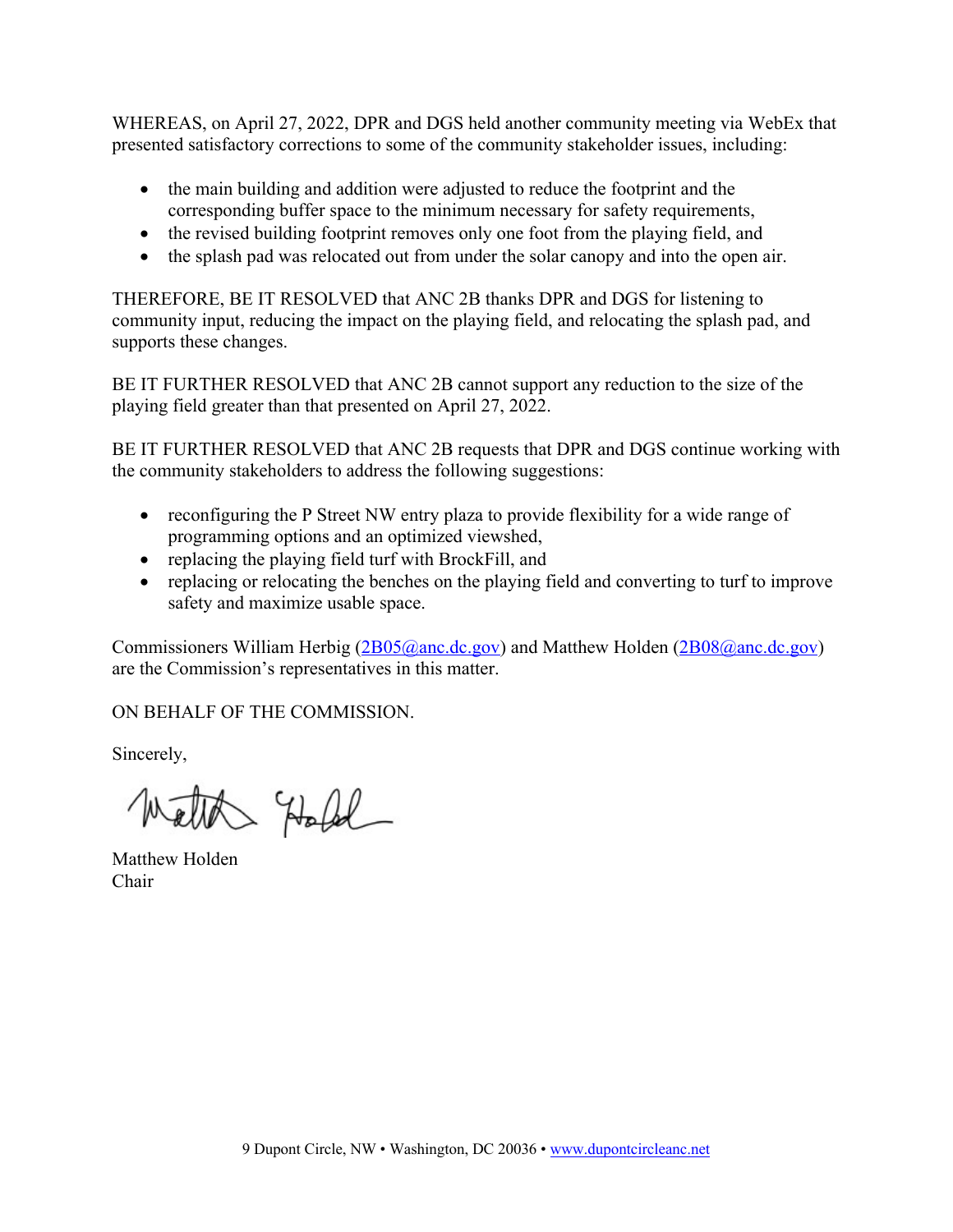WHEREAS, on April 27, 2022, DPR and DGS held another community meeting via WebEx that presented satisfactory corrections to some of the community stakeholder issues, including:

- the main building and addition were adjusted to reduce the footprint and the corresponding buffer space to the minimum necessary for safety requirements,
- the revised building footprint removes only one foot from the playing field, and
- the splash pad was relocated out from under the solar canopy and into the open air.

THEREFORE, BE IT RESOLVED that ANC 2B thanks DPR and DGS for listening to community input, reducing the impact on the playing field, and relocating the splash pad, and supports these changes.

BE IT FURTHER RESOLVED that ANC 2B cannot support any reduction to the size of the playing field greater than that presented on April 27, 2022.

BE IT FURTHER RESOLVED that ANC 2B requests that DPR and DGS continue working with the community stakeholders to address the following suggestions:

- reconfiguring the P Street NW entry plaza to provide flexibility for a wide range of programming options and an optimized viewshed,
- replacing the playing field turf with BrockFill, and
- replacing or relocating the benches on the playing field and converting to turf to improve safety and maximize usable space.

Commissioners William Herbig (2B05@anc.dc.gov) and Matthew Holden (2B08@anc.dc.gov) are the Commission's representatives in this matter.

ON BEHALF OF THE COMMISSION.

Sincerely,

Matthew Holden
Chair

9 Dupont Circle, NW • Washington, DC 20036 • www.dupontcircleanc.net